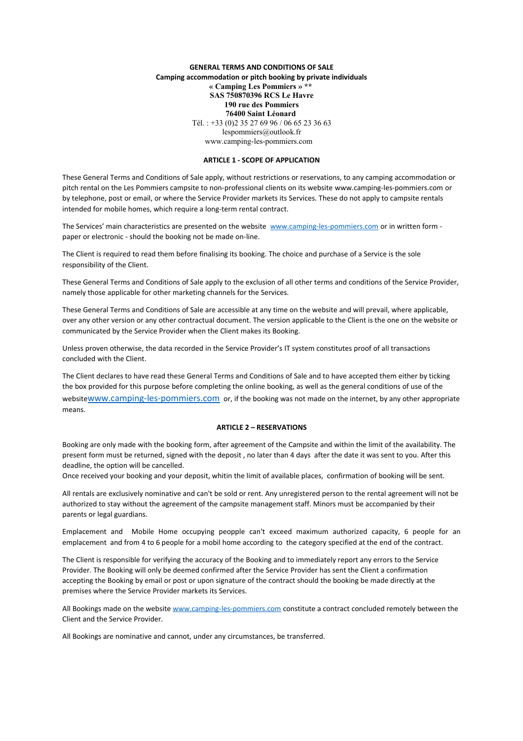**GENERAL TERMS AND CONDITIONS OF SALE**
**Camping accommodation or pitch booking by private individuals**
**« Camping Les Pommiers » \*\***
**SAS 750870396 RCS Le Havre**
**190 rue des Pommiers**
**76400 Saint Léonard**
Tél. : +33 (0)2 35 27 69 96 / 06 65 23 36 63
lespommiers@outlook.fr
www.camping-les-pommiers.com

## ARTICLE 1 - SCOPE OF APPLICATION

These General Terms and Conditions of Sale apply, without restrictions or reservations, to any camping accommodation or pitch rental on the Les Pommiers campsite to non-professional clients on its website www.camping-les-pommiers.com or by telephone, post or email, or where the Service Provider markets its Services. These do not apply to campsite rentals intended for mobile homes, which require a long-term rental contract.

The Services' main characteristics are presented on the website www.camping-les-pommiers.com or in written form - paper or electronic - should the booking not be made on-line.

The Client is required to read them before finalising its booking. The choice and purchase of a Service is the sole responsibility of the Client.

These General Terms and Conditions of Sale apply to the exclusion of all other terms and conditions of the Service Provider, namely those applicable for other marketing channels for the Services.

These General Terms and Conditions of Sale are accessible at any time on the website and will prevail, where applicable, over any other version or any other contractual document. The version applicable to the Client is the one on the website or communicated by the Service Provider when the Client makes its Booking.

Unless proven otherwise, the data recorded in the Service Provider's IT system constitutes proof of all transactions concluded with the Client.

The Client declares to have read these General Terms and Conditions of Sale and to have accepted them either by ticking the box provided for this purpose before completing the online booking, as well as the general conditions of use of the websitewww.camping-les-pommiers.com or, if the booking was not made on the internet, by any other appropriate means.

## ARTICLE 2 – RESERVATIONS

Booking are only made with the booking form, after agreement of the Campsite and within the limit of the availability. The present form must be returned, signed with the deposit , no later than 4 days after the date it was sent to you. After this deadline, the option will be cancelled.
Once received your booking and your deposit, whitin the limit of available places, confirmation of booking will be sent.

All rentals are exclusively nominative and can't be sold or rent. Any unregistered person to the rental agreement will not be authorized to stay without the agreement of the campsite management staff. Minors must be accompanied by their parents or legal guardians.

Emplacement and Mobile Home occupying peopple can't exceed maximum authorized capacity, 6 people for an emplacement and from 4 to 6 people for a mobil home according to the category specified at the end of the contract.

The Client is responsible for verifying the accuracy of the Booking and to immediately report any errors to the Service Provider. The Booking will only be deemed confirmed after the Service Provider has sent the Client a confirmation accepting the Booking by email or post or upon signature of the contract should the booking be made directly at the premises where the Service Provider markets its Services.

All Bookings made on the website www.camping-les-pommiers.com constitute a contract concluded remotely between the Client and the Service Provider.

All Bookings are nominative and cannot, under any circumstances, be transferred.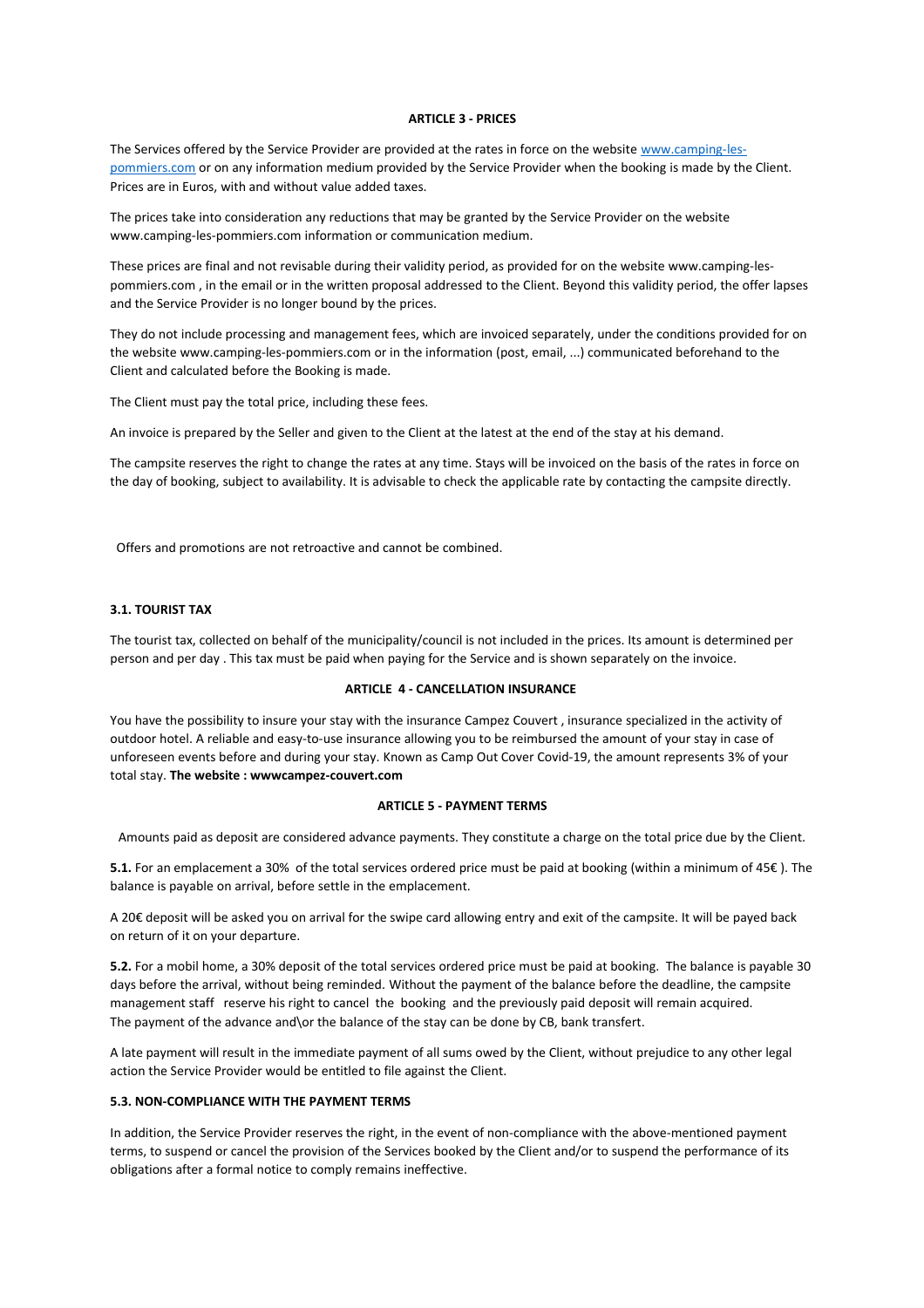**ARTICLE 3 - PRICES**

The Services offered by the Service Provider are provided at the rates in force on the website [www.camping-les-pommiers.com](http://www.camping-les-pommiers.com) or on any information medium provided by the Service Provider when the booking is made by the Client. Prices are in Euros, with and without value added taxes.

The prices take into consideration any reductions that may be granted by the Service Provider on the website www.camping-les-pommiers.com information or communication medium.

These prices are final and not revisable during their validity period, as provided for on the website www.camping-les-pommiers.com , in the email or in the written proposal addressed to the Client. Beyond this validity period, the offer lapses and the Service Provider is no longer bound by the prices.

They do not include processing and management fees, which are invoiced separately, under the conditions provided for on the website www.camping-les-pommiers.com or in the information (post, email, ...) communicated beforehand to the Client and calculated before the Booking is made.

The Client must pay the total price, including these fees.

An invoice is prepared by the Seller and given to the Client at the latest at the end of the stay at his demand.

The campsite reserves the right to change the rates at any time. Stays will be invoiced on the basis of the rates in force on the day of booking, subject to availability. It is advisable to check the applicable rate by contacting the campsite directly.

Offers and promotions are not retroactive and cannot be combined.

**3.1. TOURIST TAX**

The tourist tax, collected on behalf of the municipality/council is not included in the prices. Its amount is determined per person and per day . This tax must be paid when paying for the Service and is shown separately on the invoice.

**ARTICLE 4 - CANCELLATION INSURANCE**

You have the possibility to insure your stay with the insurance Campez Couvert , insurance specialized in the activity of outdoor hotel. A reliable and easy-to-use insurance allowing you to be reimbursed the amount of your stay in case of unforeseen events before and during your stay. Known as Camp Out Cover Covid-19, the amount represents 3% of your total stay. **The website : wwwcampez-couvert.com**

**ARTICLE 5 - PAYMENT TERMS**

Amounts paid as deposit are considered advance payments. They constitute a charge on the total price due by the Client.

**5.1.** For an emplacement a 30% of the total services ordered price must be paid at booking (within a minimum of 45€ ). The balance is payable on arrival, before settle in the emplacement.

A 20€ deposit will be asked you on arrival for the swipe card allowing entry and exit of the campsite. It will be payed back on return of it on your departure.

**5.2.** For a mobil home, a 30% deposit of the total services ordered price must be paid at booking. The balance is payable 30 days before the arrival, without being reminded. Without the payment of the balance before the deadline, the campsite management staff reserve his right to cancel the booking and the previously paid deposit will remain acquired.
The payment of the advance and\or the balance of the stay can be done by CB, bank transfert.

A late payment will result in the immediate payment of all sums owed by the Client, without prejudice to any other legal action the Service Provider would be entitled to file against the Client.

**5.3. NON-COMPLIANCE WITH THE PAYMENT TERMS**

In addition, the Service Provider reserves the right, in the event of non-compliance with the above-mentioned payment terms, to suspend or cancel the provision of the Services booked by the Client and/or to suspend the performance of its obligations after a formal notice to comply remains ineffective.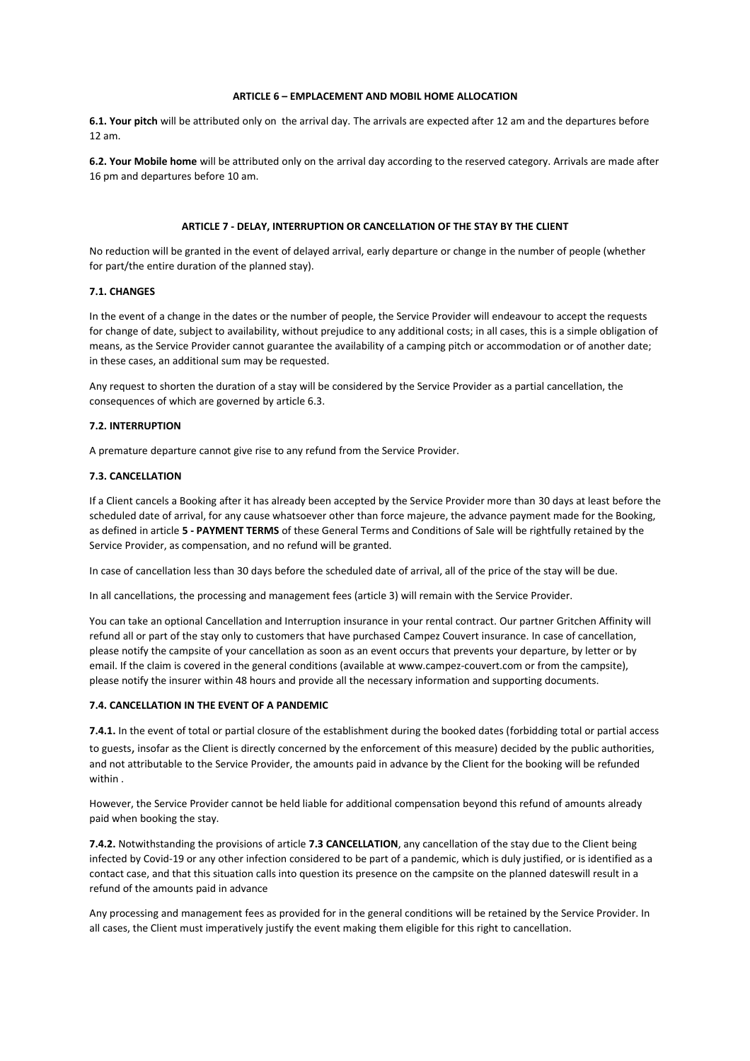## ARTICLE 6 – EMPLACEMENT AND MOBIL HOME ALLOCATION

**6.1. Your pitch** will be attributed only on the arrival day. The arrivals are expected after 12 am and the departures before 12 am.

**6.2. Your Mobile home** will be attributed only on the arrival day according to the reserved category. Arrivals are made after 16 pm and departures before 10 am.

## ARTICLE 7 - DELAY, INTERRUPTION OR CANCELLATION OF THE STAY BY THE CLIENT

No reduction will be granted in the event of delayed arrival, early departure or change in the number of people (whether for part/the entire duration of the planned stay).

### 7.1. CHANGES

In the event of a change in the dates or the number of people, the Service Provider will endeavour to accept the requests for change of date, subject to availability, without prejudice to any additional costs; in all cases, this is a simple obligation of means, as the Service Provider cannot guarantee the availability of a camping pitch or accommodation or of another date; in these cases, an additional sum may be requested.

Any request to shorten the duration of a stay will be considered by the Service Provider as a partial cancellation, the consequences of which are governed by article 6.3.

### 7.2. INTERRUPTION

A premature departure cannot give rise to any refund from the Service Provider.

### 7.3. CANCELLATION

If a Client cancels a Booking after it has already been accepted by the Service Provider more than 30 days at least before the scheduled date of arrival, for any cause whatsoever other than force majeure, the advance payment made for the Booking, as defined in article **5 - PAYMENT TERMS** of these General Terms and Conditions of Sale will be rightfully retained by the Service Provider, as compensation, and no refund will be granted.

In case of cancellation less than 30 days before the scheduled date of arrival, all of the price of the stay will be due.

In all cancellations, the processing and management fees (article 3) will remain with the Service Provider.

You can take an optional Cancellation and Interruption insurance in your rental contract. Our partner Gritchen Affinity will refund all or part of the stay only to customers that have purchased Campez Couvert insurance. In case of cancellation, please notify the campsite of your cancellation as soon as an event occurs that prevents your departure, by letter or by email. If the claim is covered in the general conditions (available at www.campez-couvert.com or from the campsite), please notify the insurer within 48 hours and provide all the necessary information and supporting documents.

### 7.4. CANCELLATION IN THE EVENT OF A PANDEMIC

**7.4.1.** In the event of total or partial closure of the establishment during the booked dates (forbidding total or partial access to guests, insofar as the Client is directly concerned by the enforcement of this measure) decided by the public authorities, and not attributable to the Service Provider, the amounts paid in advance by the Client for the booking will be refunded within .

However, the Service Provider cannot be held liable for additional compensation beyond this refund of amounts already paid when booking the stay.

**7.4.2.** Notwithstanding the provisions of article **7.3 CANCELLATION**, any cancellation of the stay due to the Client being infected by Covid-19 or any other infection considered to be part of a pandemic, which is duly justified, or is identified as a contact case, and that this situation calls into question its presence on the campsite on the planned dateswill result in a refund of the amounts paid in advance

Any processing and management fees as provided for in the general conditions will be retained by the Service Provider. In all cases, the Client must imperatively justify the event making them eligible for this right to cancellation.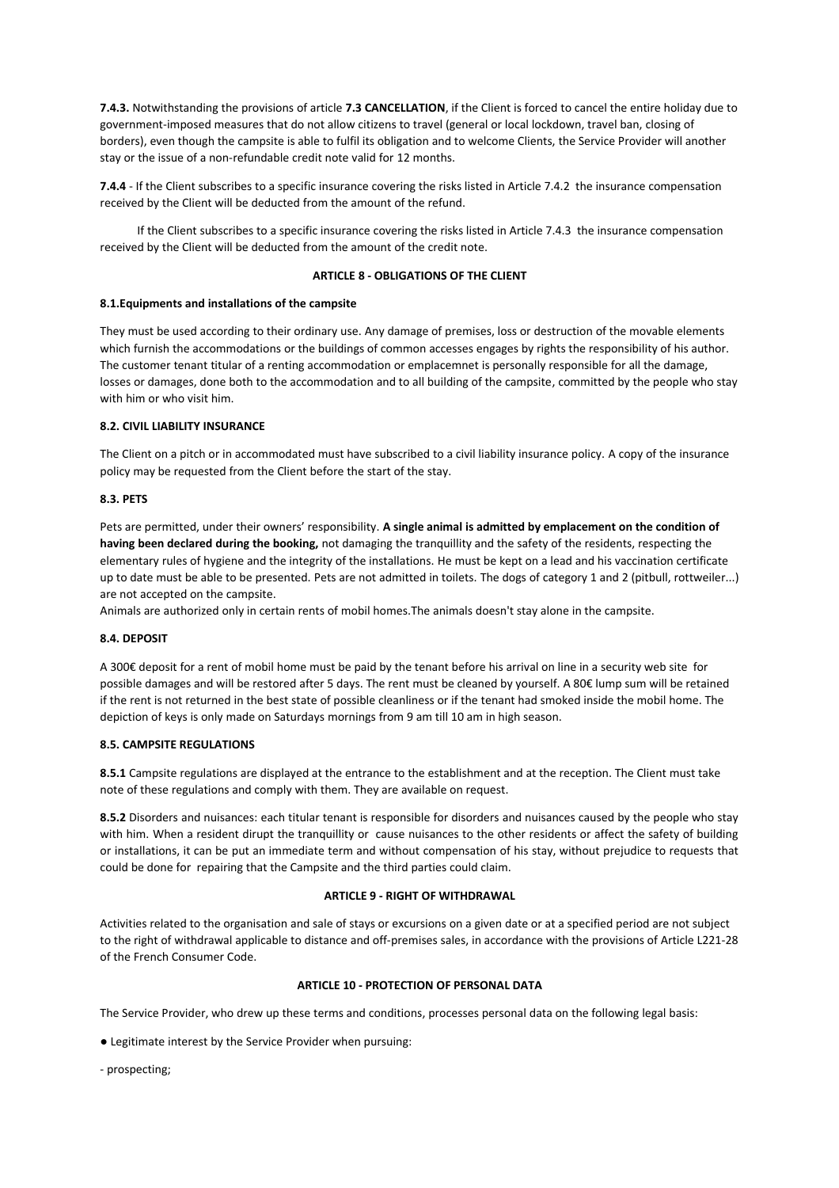**7.4.3.** Notwithstanding the provisions of article **7.3 CANCELLATION**, if the Client is forced to cancel the entire holiday due to government-imposed measures that do not allow citizens to travel (general or local lockdown, travel ban, closing of borders), even though the campsite is able to fulfil its obligation and to welcome Clients, the Service Provider will another stay or the issue of a non-refundable credit note valid for 12 months.

**7.4.4** - If the Client subscribes to a specific insurance covering the risks listed in Article 7.4.2 the insurance compensation received by the Client will be deducted from the amount of the refund.

If the Client subscribes to a specific insurance covering the risks listed in Article 7.4.3 the insurance compensation received by the Client will be deducted from the amount of the credit note.

## ARTICLE 8 - OBLIGATIONS OF THE CLIENT

### 8.1.Equipments and installations of the campsite

They must be used according to their ordinary use. Any damage of premises, loss or destruction of the movable elements which furnish the accommodations or the buildings of common accesses engages by rights the responsibility of his author. The customer tenant titular of a renting accommodation or emplacemnet is personally responsible for all the damage, losses or damages, done both to the accommodation and to all building of the campsite, committed by the people who stay with him or who visit him.

### 8.2. CIVIL LIABILITY INSURANCE

The Client on a pitch or in accommodated must have subscribed to a civil liability insurance policy. A copy of the insurance policy may be requested from the Client before the start of the stay.

### 8.3. PETS

Pets are permitted, under their owners' responsibility. **A single animal is admitted by emplacement on the condition of having been declared during the booking,** not damaging the tranquillity and the safety of the residents, respecting the elementary rules of hygiene and the integrity of the installations. He must be kept on a lead and his vaccination certificate up to date must be able to be presented. Pets are not admitted in toilets. The dogs of category 1 and 2 (pitbull, rottweiler...) are not accepted on the campsite.

Animals are authorized only in certain rents of mobil homes.The animals doesn't stay alone in the campsite.

### 8.4. DEPOSIT

A 300€ deposit for a rent of mobil home must be paid by the tenant before his arrival on line in a security web site for possible damages and will be restored after 5 days. The rent must be cleaned by yourself. A 80€ lump sum will be retained if the rent is not returned in the best state of possible cleanliness or if the tenant had smoked inside the mobil home. The depiction of keys is only made on Saturdays mornings from 9 am till 10 am in high season.

### 8.5. CAMPSITE REGULATIONS

**8.5.1** Campsite regulations are displayed at the entrance to the establishment and at the reception. The Client must take note of these regulations and comply with them. They are available on request.

**8.5.2** Disorders and nuisances: each titular tenant is responsible for disorders and nuisances caused by the people who stay with him. When a resident dirupt the tranquillity or cause nuisances to the other residents or affect the safety of building or installations, it can be put an immediate term and without compensation of his stay, without prejudice to requests that could be done for repairing that the Campsite and the third parties could claim.

## ARTICLE 9 - RIGHT OF WITHDRAWAL

Activities related to the organisation and sale of stays or excursions on a given date or at a specified period are not subject to the right of withdrawal applicable to distance and off-premises sales, in accordance with the provisions of Article L221-28 of the French Consumer Code.

## ARTICLE 10 - PROTECTION OF PERSONAL DATA

The Service Provider, who drew up these terms and conditions, processes personal data on the following legal basis:

● Legitimate interest by the Service Provider when pursuing:

- prospecting;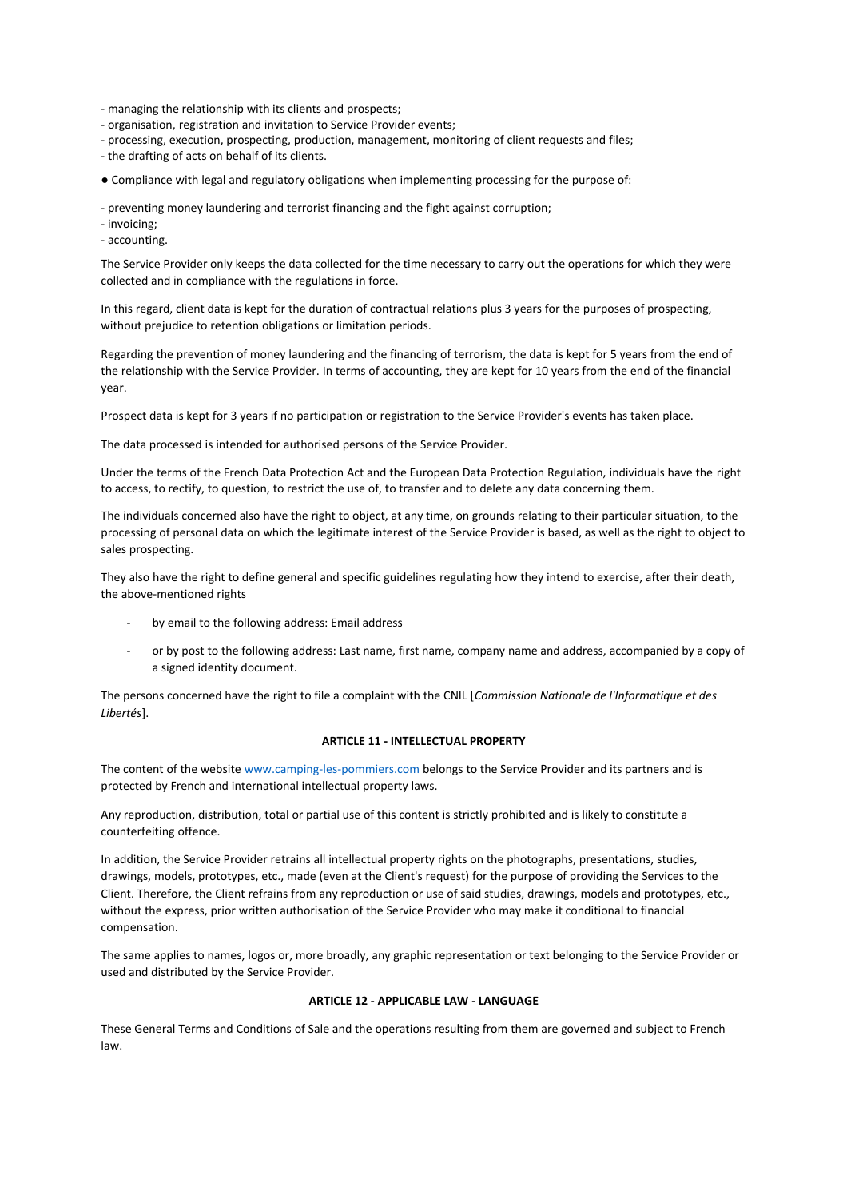- managing the relationship with its clients and prospects;
- organisation, registration and invitation to Service Provider events;
- processing, execution, prospecting, production, management, monitoring of client requests and files;
- the drafting of acts on behalf of its clients.

● Compliance with legal and regulatory obligations when implementing processing for the purpose of:

- preventing money laundering and terrorist financing and the fight against corruption;
- invoicing;
- accounting.

The Service Provider only keeps the data collected for the time necessary to carry out the operations for which they were collected and in compliance with the regulations in force.

In this regard, client data is kept for the duration of contractual relations plus 3 years for the purposes of prospecting, without prejudice to retention obligations or limitation periods.

Regarding the prevention of money laundering and the financing of terrorism, the data is kept for 5 years from the end of the relationship with the Service Provider. In terms of accounting, they are kept for 10 years from the end of the financial year.

Prospect data is kept for 3 years if no participation or registration to the Service Provider's events has taken place.

The data processed is intended for authorised persons of the Service Provider.

Under the terms of the French Data Protection Act and the European Data Protection Regulation, individuals have the right to access, to rectify, to question, to restrict the use of, to transfer and to delete any data concerning them.

The individuals concerned also have the right to object, at any time, on grounds relating to their particular situation, to the processing of personal data on which the legitimate interest of the Service Provider is based, as well as the right to object to sales prospecting.

They also have the right to define general and specific guidelines regulating how they intend to exercise, after their death, the above-mentioned rights

- by email to the following address: Email address
- or by post to the following address: Last name, first name, company name and address, accompanied by a copy of a signed identity document.

The persons concerned have the right to file a complaint with the CNIL [*Commission Nationale de l'Informatique et des Libertés*].

**ARTICLE 11 - INTELLECTUAL PROPERTY**

The content of the website www.camping-les-pommiers.com belongs to the Service Provider and its partners and is protected by French and international intellectual property laws.

Any reproduction, distribution, total or partial use of this content is strictly prohibited and is likely to constitute a counterfeiting offence.

In addition, the Service Provider retrains all intellectual property rights on the photographs, presentations, studies, drawings, models, prototypes, etc., made (even at the Client's request) for the purpose of providing the Services to the Client. Therefore, the Client refrains from any reproduction or use of said studies, drawings, models and prototypes, etc., without the express, prior written authorisation of the Service Provider who may make it conditional to financial compensation.

The same applies to names, logos or, more broadly, any graphic representation or text belonging to the Service Provider or used and distributed by the Service Provider.

**ARTICLE 12 - APPLICABLE LAW - LANGUAGE**

These General Terms and Conditions of Sale and the operations resulting from them are governed and subject to French law.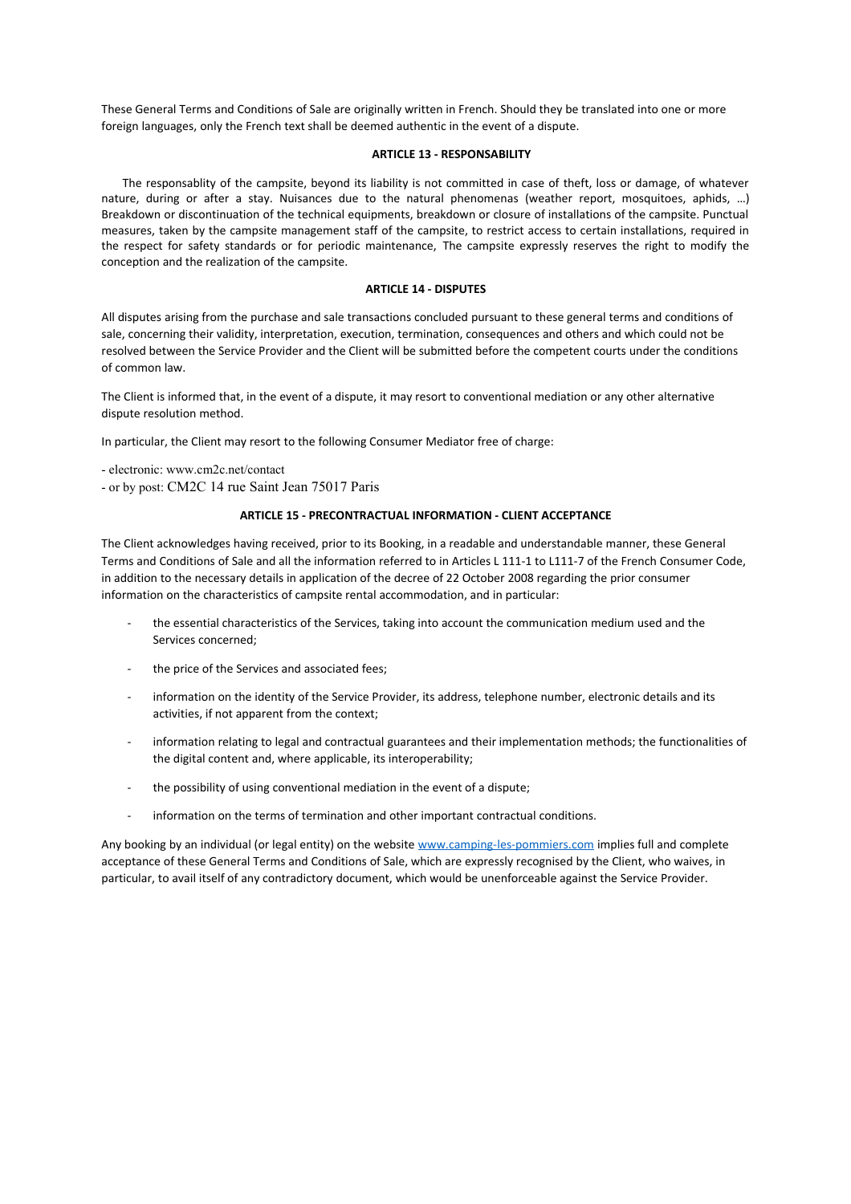These General Terms and Conditions of Sale are originally written in French. Should they be translated into one or more foreign languages, only the French text shall be deemed authentic in the event of a dispute.

## ARTICLE 13 - RESPONSABILITY

The responsablity of the campsite, beyond its liability is not committed in case of theft, loss or damage, of whatever nature, during or after a stay. Nuisances due to the natural phenomenas (weather report, mosquitoes, aphids, …) Breakdown or discontinuation of the technical equipments, breakdown or closure of installations of the campsite. Punctual measures, taken by the campsite management staff of the campsite, to restrict access to certain installations, required in the respect for safety standards or for periodic maintenance, The campsite expressly reserves the right to modify the conception and the realization of the campsite.

## ARTICLE 14 - DISPUTES

All disputes arising from the purchase and sale transactions concluded pursuant to these general terms and conditions of sale, concerning their validity, interpretation, execution, termination, consequences and others and which could not be resolved between the Service Provider and the Client will be submitted before the competent courts under the conditions of common law.

The Client is informed that, in the event of a dispute, it may resort to conventional mediation or any other alternative dispute resolution method.

In particular, the Client may resort to the following Consumer Mediator free of charge:

- electronic: www.cm2c.net/contact
- or by post: CM2C 14 rue Saint Jean 75017 Paris

## ARTICLE 15 - PRECONTRACTUAL INFORMATION - CLIENT ACCEPTANCE

The Client acknowledges having received, prior to its Booking, in a readable and understandable manner, these General Terms and Conditions of Sale and all the information referred to in Articles L 111-1 to L111-7 of the French Consumer Code, in addition to the necessary details in application of the decree of 22 October 2008 regarding the prior consumer information on the characteristics of campsite rental accommodation, and in particular:

- the essential characteristics of the Services, taking into account the communication medium used and the Services concerned;
- the price of the Services and associated fees;
- information on the identity of the Service Provider, its address, telephone number, electronic details and its activities, if not apparent from the context;
- information relating to legal and contractual guarantees and their implementation methods; the functionalities of the digital content and, where applicable, its interoperability;
- the possibility of using conventional mediation in the event of a dispute;
- information on the terms of termination and other important contractual conditions.

Any booking by an individual (or legal entity) on the website www.camping-les-pommiers.com implies full and complete acceptance of these General Terms and Conditions of Sale, which are expressly recognised by the Client, who waives, in particular, to avail itself of any contradictory document, which would be unenforceable against the Service Provider.